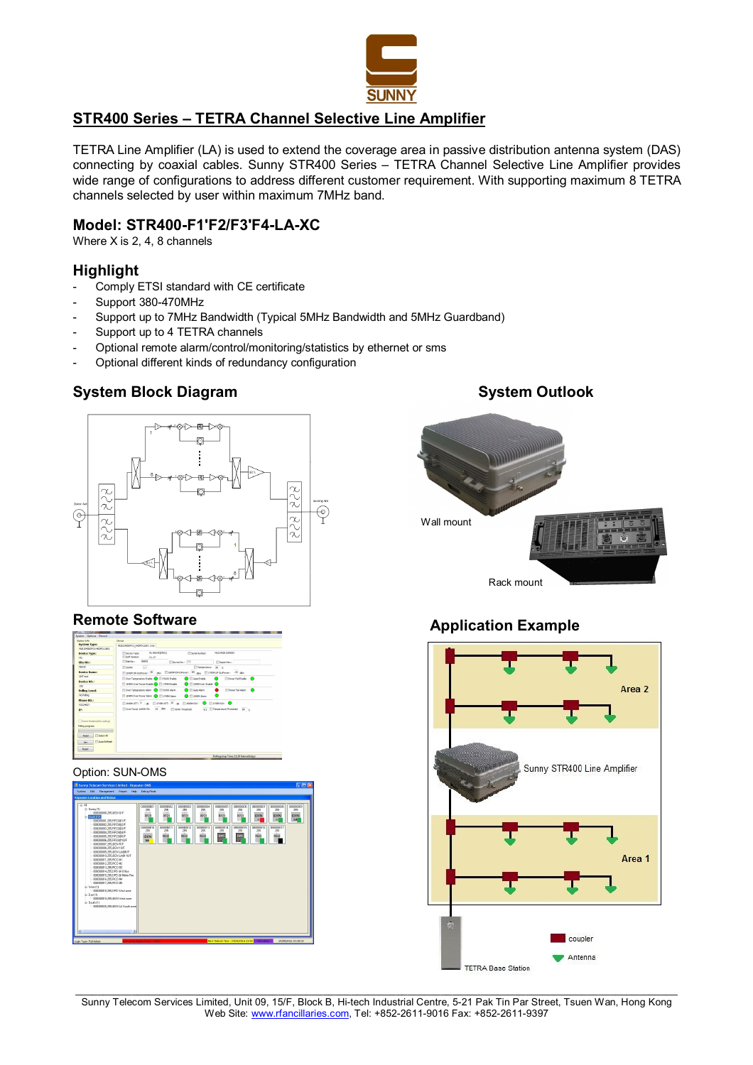## STR400 Series – TETRA Channel Selective Line Amplifier

TETRA Line Amplifier (LA) is used to extend the coverage area in passive distribution antenna system (DAS) connecting by coaxial cables. Sunny STR400 Series – TETRA Channel Selective Line Amplifier provides wide range of configurations to address different customer requirement. With supporting maximum 8 TETRA channels selected by user within maximum 7MHz band.

### Model: STR400-F1'F2/F3'F4-LA-XC

Where X is 2, 4, 8 channels

### Highlight

- Comply ETSI standard with CE certificate
- Support 380-470MHz
- Support up to 7MHz Bandwidth (Typical 5MHz Bandwidth and 5MHz Guardband)
- Support up to 4 TETRA channels
- Optional remote alarm/control/monitoring/statistics by ethernet or sms
- Optional different kinds of redundancy configuration

### System Block Diagram

### System Outlook

Wall mount

Rack mount

### Remote Software

Option: SUN-OMS

### Application Example

Area 2

Sunny STR400 Line Amplifier

Area 1

TETRA Base Station

coupler

Antenna

Sunny Telecom Services Limited, Unit 09, 15/F, Block B, Hi-tech Industrial Centre, 5-21 Pak Tin Par Street, Tsuen Wan, Hong Kong
Web Site: www.rfancillaries.com, Tel: +852-2611-9016 Fax: +852-2611-9397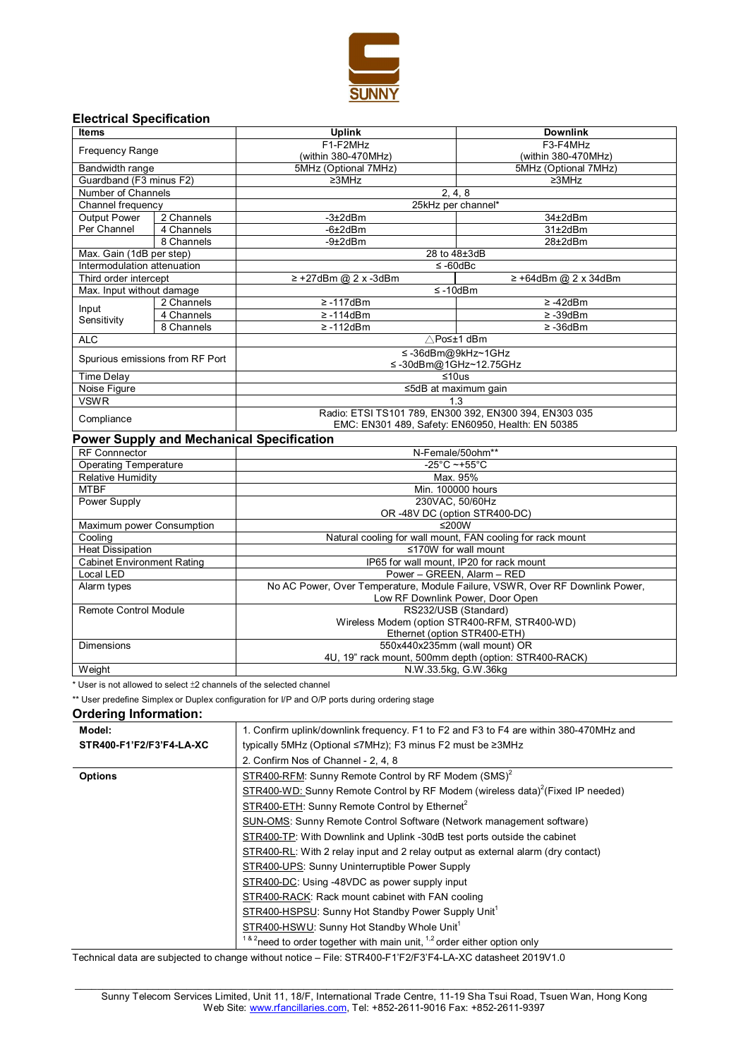SUNNY

## Electrical Specification

| Items | | Uplink | Downlink |
|---|---|---|---|
| Frequency Range | | F1-F2MHz (within 380-470MHz) | F3-F4MHz (within 380-470MHz) |
| Bandwidth range | | 5MHz (Optional 7MHz) | 5MHz (Optional 7MHz) |
| Guardband (F3 minus F2) | | ≥3MHz | ≥3MHz |
| Number of Channels | | 2, 4, 8 | |
| Channel frequency | | 25kHz per channel* | |
| Output Power Per Channel | 2 Channels | -3±2dBm | 34±2dBm |
| | 4 Channels | -6±2dBm | 31±2dBm |
| | 8 Channels | -9±2dBm | 28±2dBm |
| Max. Gain (1dB per step) | | 28 to 48±3dB | |
| Intermodulation attenuation | | ≤ -60dBc | |
| Third order intercept | | ≥ +27dBm @ 2 x -3dBm | ≥ +64dBm @ 2 x 34dBm |
| Max. Input without damage | | ≤ -10dBm | |
| Input Sensitivity | 2 Channels | ≥ -117dBm | ≥ -42dBm |
| | 4 Channels | ≥ -114dBm | ≥ -39dBm |
| | 8 Channels | ≥ -112dBm | ≥ -36dBm |
| ALC | | △Po≤±1 dBm | |
| Spurious emissions from RF Port | | ≤ -36dBm@9kHz~1GHz ≤ -30dBm@1GHz~12.75GHz | |
| Time Delay | | ≤10us | |
| Noise Figure | | ≤5dB at maximum gain | |
| VSWR | | 1.3 | |
| Compliance | | Radio: ETSI TS101 789, EN300 392, EN300 394, EN303 035 EMC: EN301 489, Safety: EN60950, Health: EN 50385 | |

## Power Supply and Mechanical Specification

| | |
|---|---|
| RF Connnector | N-Female/50ohm** |
| Operating Temperature | -25°C ~+55°C |
| Relative Humidity | Max. 95% |
| MTBF | Min. 100000 hours |
| Power Supply | 230VAC, 50/60Hz OR -48V DC (option STR400-DC) |
| Maximum power Consumption | ≤200W |
| Cooling | Natural cooling for wall mount, FAN cooling for rack mount |
| Heat Dissipation | ≤170W for wall mount |
| Cabinet Environment Rating | IP65 for wall mount, IP20 for rack mount |
| Local LED | Power – GREEN, Alarm – RED |
| Alarm types | No AC Power, Over Temperature, Module Failure, VSWR, Over RF Downlink Power, Low RF Downlink Power, Door Open |
| Remote Control Module | RS232/USB (Standard) Wireless Modem (option STR400-RFM, STR400-WD) Ethernet (option STR400-ETH) |
| Dimensions | 550x440x235mm (wall mount) OR 4U, 19" rack mount, 500mm depth (option: STR400-RACK) |
| Weight | N.W.33.5kg, G.W.36kg |

\* User is not allowed to select ±2 channels of the selected channel

** User predefine Simplex or Duplex configuration for I/P and O/P ports during ordering stage

## Ordering Information:

| | |
|---|---|
| **Model:** **STR400-F1'F2/F3'F4-LA-XC** | 1. Confirm uplink/downlink frequency. F1 to F2 and F3 to F4 are within 380-470MHz and typically 5MHz (Optional ≤7MHz); F3 minus F2 must be ≥3MHz<br>2. Confirm Nos of Channel - 2, 4, 8 |
| **Options** | STR400-RFM: Sunny Remote Control by RF Modem (SMS)[2]<br>STR400-WD: Sunny Remote Control by RF Modem (wireless data)[2](Fixed IP needed)<br>STR400-ETH: Sunny Remote Control by Ethernet[2]<br>SUN-OMS: Sunny Remote Control Software (Network management software)<br>STR400-TP: With Downlink and Uplink -30dB test ports outside the cabinet<br>STR400-RL: With 2 relay input and 2 relay output as external alarm (dry contact)<br>STR400-UPS: Sunny Uninterruptible Power Supply<br>STR400-DC: Using -48VDC as power supply input<br>STR400-RACK: Rack mount cabinet with FAN cooling<br>STR400-HSPSU: Sunny Hot Standby Power Supply Unit[1]<br>STR400-HSWU: Sunny Hot Standby Whole Unit[1]<br>[1 & 2]need to order together with main unit, [1,2] order either option only |

Technical data are subjected to change without notice – File: STR400-F1'F2/F3'F4-LA-XC datasheet 2019V1.0

Sunny Telecom Services Limited, Unit 11, 18/F, International Trade Centre, 11-19 Sha Tsui Road, Tsuen Wan, Hong Kong
Web Site: www.rfancillaries.com, Tel: +852-2611-9016 Fax: +852-2611-9397